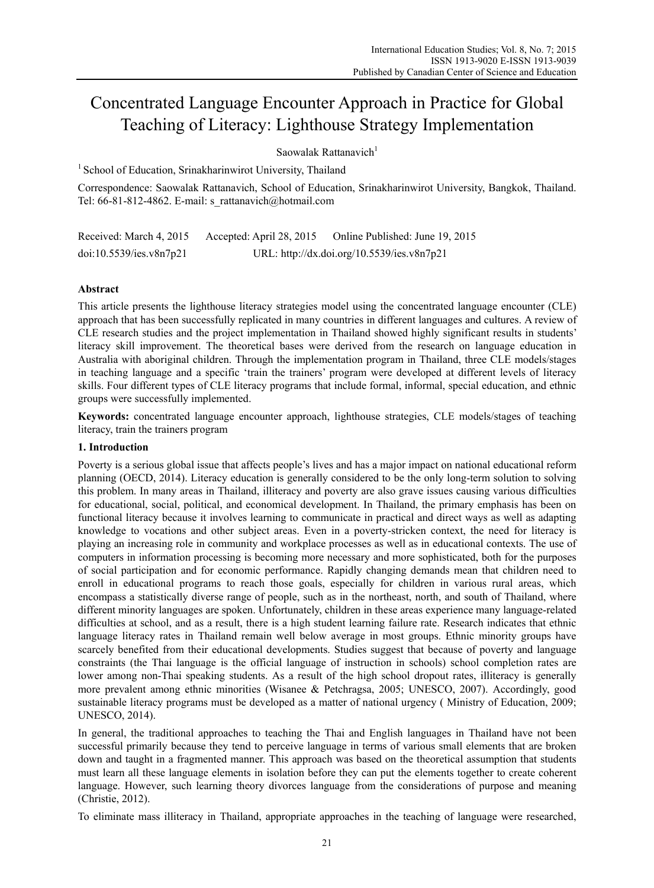# Concentrated Language Encounter Approach in Practice for Global Teaching of Literacy: Lighthouse Strategy Implementation

Saowalak Rattanavich[1]

[1] School of Education, Srinakharinwirot University, Thailand

Correspondence: Saowalak Rattanavich, School of Education, Srinakharinwirot University, Bangkok, Thailand. Tel: 66-81-812-4862. E-mail: s_rattanavich@hotmail.com

Received: March 4, 2015 Accepted: April 28, 2015 Online Published: June 19, 2015

doi:10.5539/ies.v8n7p21 URL: http://dx.doi.org/10.5539/ies.v8n7p21

## Abstract

This article presents the lighthouse literacy strategies model using the concentrated language encounter (CLE) approach that has been successfully replicated in many countries in different languages and cultures. A review of CLE research studies and the project implementation in Thailand showed highly significant results in students' literacy skill improvement. The theoretical bases were derived from the research on language education in Australia with aboriginal children. Through the implementation program in Thailand, three CLE models/stages in teaching language and a specific 'train the trainers' program were developed at different levels of literacy skills. Four different types of CLE literacy programs that include formal, informal, special education, and ethnic groups were successfully implemented.

**Keywords:** concentrated language encounter approach, lighthouse strategies, CLE models/stages of teaching literacy, train the trainers program

## 1. Introduction

Poverty is a serious global issue that affects people's lives and has a major impact on national educational reform planning (OECD, 2014). Literacy education is generally considered to be the only long-term solution to solving this problem. In many areas in Thailand, illiteracy and poverty are also grave issues causing various difficulties for educational, social, political, and economical development. In Thailand, the primary emphasis has been on functional literacy because it involves learning to communicate in practical and direct ways as well as adapting knowledge to vocations and other subject areas. Even in a poverty-stricken context, the need for literacy is playing an increasing role in community and workplace processes as well as in educational contexts. The use of computers in information processing is becoming more necessary and more sophisticated, both for the purposes of social participation and for economic performance. Rapidly changing demands mean that children need to enroll in educational programs to reach those goals, especially for children in various rural areas, which encompass a statistically diverse range of people, such as in the northeast, north, and south of Thailand, where different minority languages are spoken. Unfortunately, children in these areas experience many language-related difficulties at school, and as a result, there is a high student learning failure rate. Research indicates that ethnic language literacy rates in Thailand remain well below average in most groups. Ethnic minority groups have scarcely benefited from their educational developments. Studies suggest that because of poverty and language constraints (the Thai language is the official language of instruction in schools) school completion rates are lower among non-Thai speaking students. As a result of the high school dropout rates, illiteracy is generally more prevalent among ethnic minorities (Wisanee & Petchragsa, 2005; UNESCO, 2007). Accordingly, good sustainable literacy programs must be developed as a matter of national urgency ( Ministry of Education, 2009; UNESCO, 2014).

In general, the traditional approaches to teaching the Thai and English languages in Thailand have not been successful primarily because they tend to perceive language in terms of various small elements that are broken down and taught in a fragmented manner. This approach was based on the theoretical assumption that students must learn all these language elements in isolation before they can put the elements together to create coherent language. However, such learning theory divorces language from the considerations of purpose and meaning (Christie, 2012).

To eliminate mass illiteracy in Thailand, appropriate approaches in the teaching of language were researched,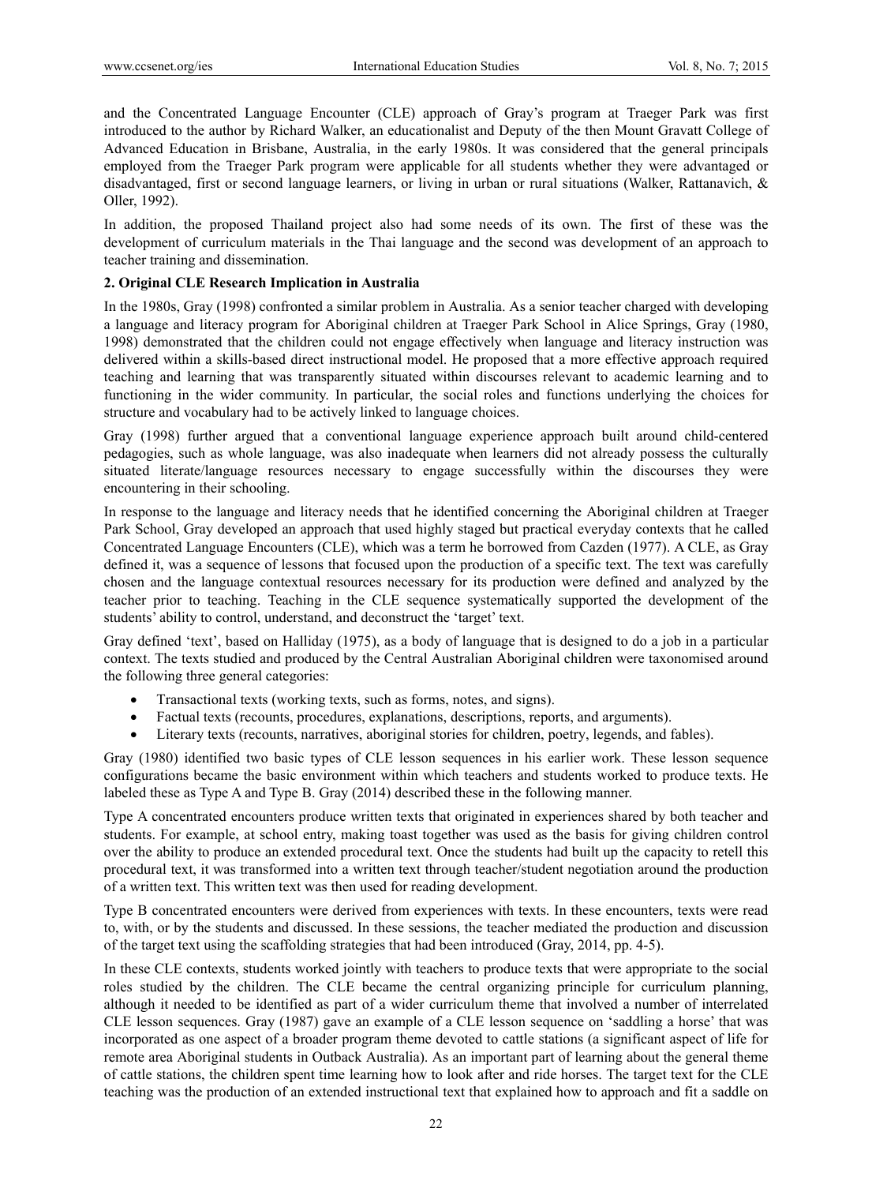and the Concentrated Language Encounter (CLE) approach of Gray's program at Traeger Park was first introduced to the author by Richard Walker, an educationalist and Deputy of the then Mount Gravatt College of Advanced Education in Brisbane, Australia, in the early 1980s. It was considered that the general principals employed from the Traeger Park program were applicable for all students whether they were advantaged or disadvantaged, first or second language learners, or living in urban or rural situations (Walker, Rattanavich, & Oller, 1992).

In addition, the proposed Thailand project also had some needs of its own. The first of these was the development of curriculum materials in the Thai language and the second was development of an approach to teacher training and dissemination.

## 2. Original CLE Research Implication in Australia

In the 1980s, Gray (1998) confronted a similar problem in Australia. As a senior teacher charged with developing a language and literacy program for Aboriginal children at Traeger Park School in Alice Springs, Gray (1980, 1998) demonstrated that the children could not engage effectively when language and literacy instruction was delivered within a skills-based direct instructional model. He proposed that a more effective approach required teaching and learning that was transparently situated within discourses relevant to academic learning and to functioning in the wider community. In particular, the social roles and functions underlying the choices for structure and vocabulary had to be actively linked to language choices.

Gray (1998) further argued that a conventional language experience approach built around child-centered pedagogies, such as whole language, was also inadequate when learners did not already possess the culturally situated literate/language resources necessary to engage successfully within the discourses they were encountering in their schooling.

In response to the language and literacy needs that he identified concerning the Aboriginal children at Traeger Park School, Gray developed an approach that used highly staged but practical everyday contexts that he called Concentrated Language Encounters (CLE), which was a term he borrowed from Cazden (1977). A CLE, as Gray defined it, was a sequence of lessons that focused upon the production of a specific text. The text was carefully chosen and the language contextual resources necessary for its production were defined and analyzed by the teacher prior to teaching. Teaching in the CLE sequence systematically supported the development of the students' ability to control, understand, and deconstruct the 'target' text.

Gray defined 'text', based on Halliday (1975), as a body of language that is designed to do a job in a particular context. The texts studied and produced by the Central Australian Aboriginal children were taxonomised around the following three general categories:

- Transactional texts (working texts, such as forms, notes, and signs).
- Factual texts (recounts, procedures, explanations, descriptions, reports, and arguments).
- Literary texts (recounts, narratives, aboriginal stories for children, poetry, legends, and fables).

Gray (1980) identified two basic types of CLE lesson sequences in his earlier work. These lesson sequence configurations became the basic environment within which teachers and students worked to produce texts. He labeled these as Type A and Type B. Gray (2014) described these in the following manner.

Type A concentrated encounters produce written texts that originated in experiences shared by both teacher and students. For example, at school entry, making toast together was used as the basis for giving children control over the ability to produce an extended procedural text. Once the students had built up the capacity to retell this procedural text, it was transformed into a written text through teacher/student negotiation around the production of a written text. This written text was then used for reading development.

Type B concentrated encounters were derived from experiences with texts. In these encounters, texts were read to, with, or by the students and discussed. In these sessions, the teacher mediated the production and discussion of the target text using the scaffolding strategies that had been introduced (Gray, 2014, pp. 4-5).

In these CLE contexts, students worked jointly with teachers to produce texts that were appropriate to the social roles studied by the children. The CLE became the central organizing principle for curriculum planning, although it needed to be identified as part of a wider curriculum theme that involved a number of interrelated CLE lesson sequences. Gray (1987) gave an example of a CLE lesson sequence on 'saddling a horse' that was incorporated as one aspect of a broader program theme devoted to cattle stations (a significant aspect of life for remote area Aboriginal students in Outback Australia). As an important part of learning about the general theme of cattle stations, the children spent time learning how to look after and ride horses. The target text for the CLE teaching was the production of an extended instructional text that explained how to approach and fit a saddle on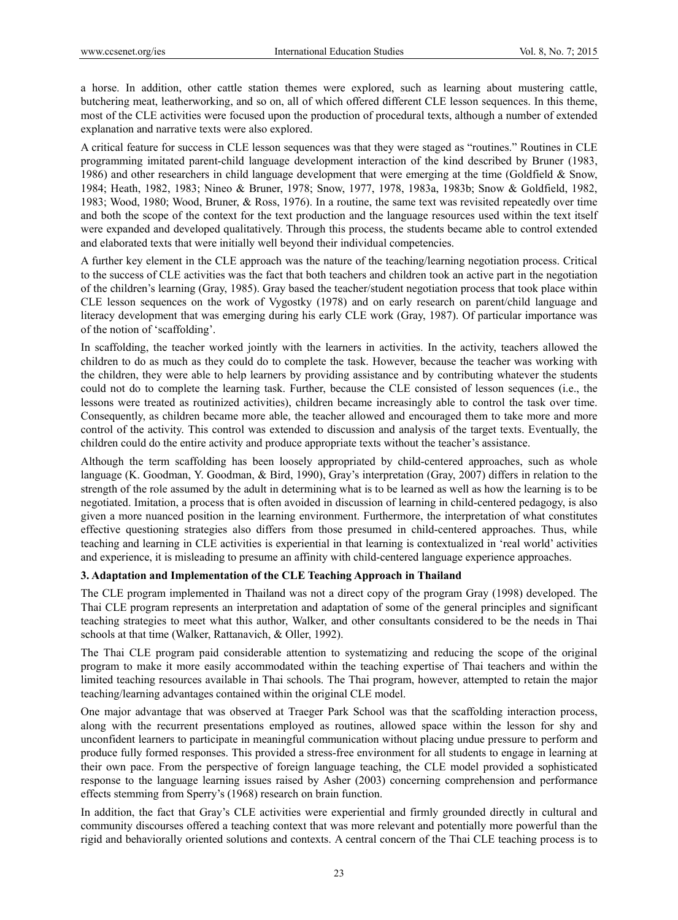a horse. In addition, other cattle station themes were explored, such as learning about mustering cattle, butchering meat, leatherworking, and so on, all of which offered different CLE lesson sequences. In this theme, most of the CLE activities were focused upon the production of procedural texts, although a number of extended explanation and narrative texts were also explored.

A critical feature for success in CLE lesson sequences was that they were staged as "routines." Routines in CLE programming imitated parent-child language development interaction of the kind described by Bruner (1983, 1986) and other researchers in child language development that were emerging at the time (Goldfield & Snow, 1984; Heath, 1982, 1983; Nineo & Bruner, 1978; Snow, 1977, 1978, 1983a, 1983b; Snow & Goldfield, 1982, 1983; Wood, 1980; Wood, Bruner, & Ross, 1976). In a routine, the same text was revisited repeatedly over time and both the scope of the context for the text production and the language resources used within the text itself were expanded and developed qualitatively. Through this process, the students became able to control extended and elaborated texts that were initially well beyond their individual competencies.

A further key element in the CLE approach was the nature of the teaching/learning negotiation process. Critical to the success of CLE activities was the fact that both teachers and children took an active part in the negotiation of the children's learning (Gray, 1985). Gray based the teacher/student negotiation process that took place within CLE lesson sequences on the work of Vygostky (1978) and on early research on parent/child language and literacy development that was emerging during his early CLE work (Gray, 1987). Of particular importance was of the notion of 'scaffolding'.

In scaffolding, the teacher worked jointly with the learners in activities. In the activity, teachers allowed the children to do as much as they could do to complete the task. However, because the teacher was working with the children, they were able to help learners by providing assistance and by contributing whatever the students could not do to complete the learning task. Further, because the CLE consisted of lesson sequences (i.e., the lessons were treated as routinized activities), children became increasingly able to control the task over time. Consequently, as children became more able, the teacher allowed and encouraged them to take more and more control of the activity. This control was extended to discussion and analysis of the target texts. Eventually, the children could do the entire activity and produce appropriate texts without the teacher's assistance.

Although the term scaffolding has been loosely appropriated by child-centered approaches, such as whole language (K. Goodman, Y. Goodman, & Bird, 1990), Gray's interpretation (Gray, 2007) differs in relation to the strength of the role assumed by the adult in determining what is to be learned as well as how the learning is to be negotiated. Imitation, a process that is often avoided in discussion of learning in child-centered pedagogy, is also given a more nuanced position in the learning environment. Furthermore, the interpretation of what constitutes effective questioning strategies also differs from those presumed in child-centered approaches. Thus, while teaching and learning in CLE activities is experiential in that learning is contextualized in 'real world' activities and experience, it is misleading to presume an affinity with child-centered language experience approaches.

## 3. Adaptation and Implementation of the CLE Teaching Approach in Thailand

The CLE program implemented in Thailand was not a direct copy of the program Gray (1998) developed. The Thai CLE program represents an interpretation and adaptation of some of the general principles and significant teaching strategies to meet what this author, Walker, and other consultants considered to be the needs in Thai schools at that time (Walker, Rattanavich, & Oller, 1992).

The Thai CLE program paid considerable attention to systematizing and reducing the scope of the original program to make it more easily accommodated within the teaching expertise of Thai teachers and within the limited teaching resources available in Thai schools. The Thai program, however, attempted to retain the major teaching/learning advantages contained within the original CLE model.

One major advantage that was observed at Traeger Park School was that the scaffolding interaction process, along with the recurrent presentations employed as routines, allowed space within the lesson for shy and unconfident learners to participate in meaningful communication without placing undue pressure to perform and produce fully formed responses. This provided a stress-free environment for all students to engage in learning at their own pace. From the perspective of foreign language teaching, the CLE model provided a sophisticated response to the language learning issues raised by Asher (2003) concerning comprehension and performance effects stemming from Sperry's (1968) research on brain function.

In addition, the fact that Gray's CLE activities were experiential and firmly grounded directly in cultural and community discourses offered a teaching context that was more relevant and potentially more powerful than the rigid and behaviorally oriented solutions and contexts. A central concern of the Thai CLE teaching process is to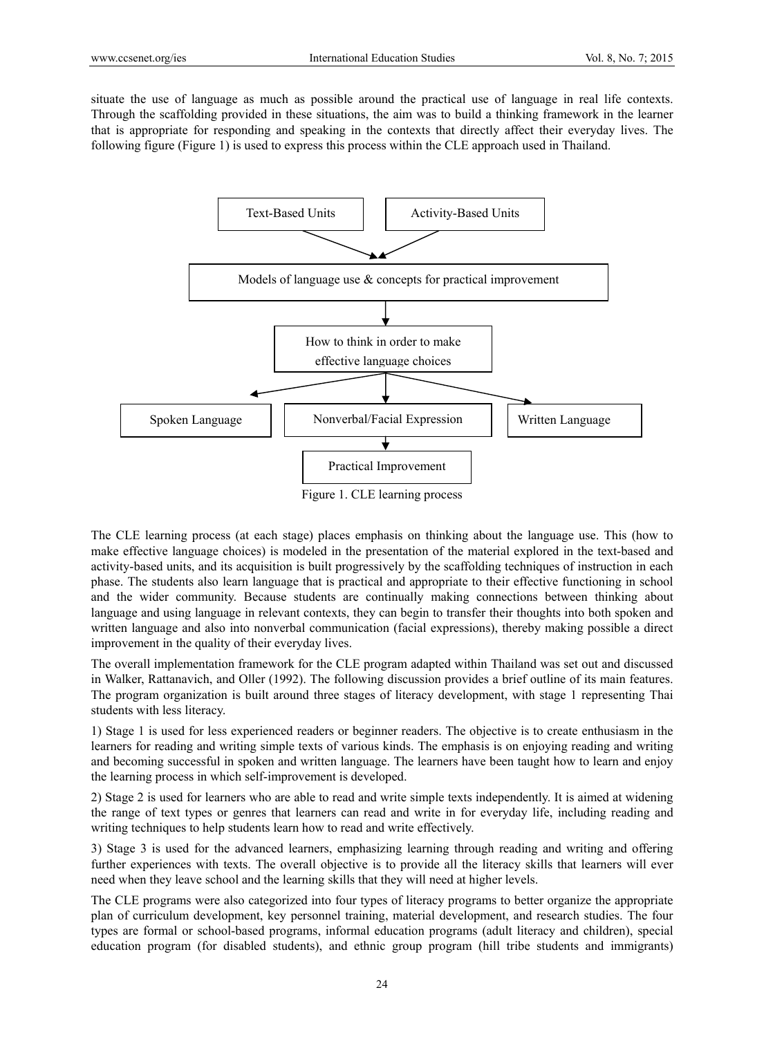situate the use of language as much as possible around the practical use of language in real life contexts. Through the scaffolding provided in these situations, the aim was to build a thinking framework in the learner that is appropriate for responding and speaking in the contexts that directly affect their everyday lives. The following figure (Figure 1) is used to express this process within the CLE approach used in Thailand.

Text-Based Units

Activity-Based Units

Models of language use & concepts for practical improvement

How to think in order to make effective language choices

Spoken Language

Nonverbal/Facial Expression

Written Language

Practical Improvement

Figure 1. CLE learning process

The CLE learning process (at each stage) places emphasis on thinking about the language use. This (how to make effective language choices) is modeled in the presentation of the material explored in the text-based and activity-based units, and its acquisition is built progressively by the scaffolding techniques of instruction in each phase. The students also learn language that is practical and appropriate to their effective functioning in school and the wider community. Because students are continually making connections between thinking about language and using language in relevant contexts, they can begin to transfer their thoughts into both spoken and written language and also into nonverbal communication (facial expressions), thereby making possible a direct improvement in the quality of their everyday lives.

The overall implementation framework for the CLE program adapted within Thailand was set out and discussed in Walker, Rattanavich, and Oller (1992). The following discussion provides a brief outline of its main features. The program organization is built around three stages of literacy development, with stage 1 representing Thai students with less literacy.

1) Stage 1 is used for less experienced readers or beginner readers. The objective is to create enthusiasm in the learners for reading and writing simple texts of various kinds. The emphasis is on enjoying reading and writing and becoming successful in spoken and written language. The learners have been taught how to learn and enjoy the learning process in which self-improvement is developed.

2) Stage 2 is used for learners who are able to read and write simple texts independently. It is aimed at widening the range of text types or genres that learners can read and write in for everyday life, including reading and writing techniques to help students learn how to read and write effectively.

3) Stage 3 is used for the advanced learners, emphasizing learning through reading and writing and offering further experiences with texts. The overall objective is to provide all the literacy skills that learners will ever need when they leave school and the learning skills that they will need at higher levels.

The CLE programs were also categorized into four types of literacy programs to better organize the appropriate plan of curriculum development, key personnel training, material development, and research studies. The four types are formal or school-based programs, informal education programs (adult literacy and children), special education program (for disabled students), and ethnic group program (hill tribe students and immigrants)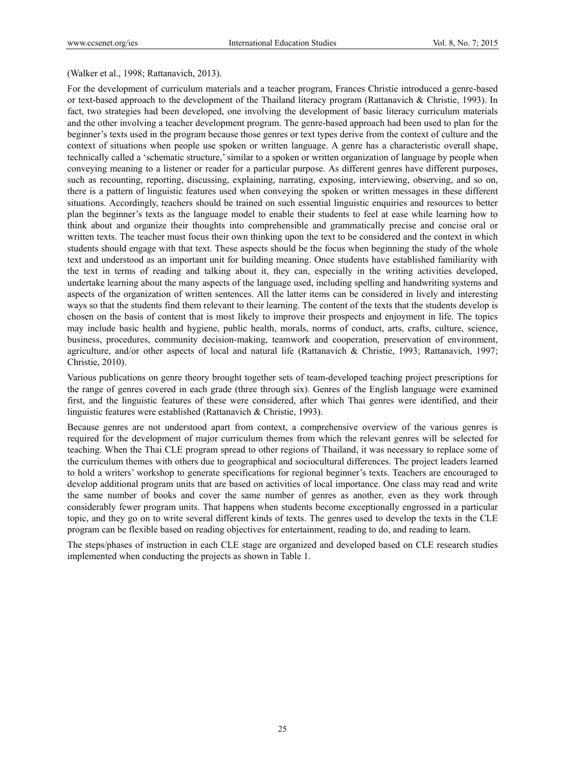(Walker et al., 1998; Rattanavich, 2013).

For the development of curriculum materials and a teacher program, Frances Christie introduced a genre-based or text-based approach to the development of the Thailand literacy program (Rattanavich & Christie, 1993). In fact, two strategies had been developed, one involving the development of basic literacy curriculum materials and the other involving a teacher development program. The genre-based approach had been used to plan for the beginner's texts used in the program because those genres or text types derive from the context of culture and the context of situations when people use spoken or written language. A genre has a characteristic overall shape, technically called a 'schematic structure,' similar to a spoken or written organization of language by people when conveying meaning to a listener or reader for a particular purpose. As different genres have different purposes, such as recounting, reporting, discussing, explaining, narrating, exposing, interviewing, observing, and so on, there is a pattern of linguistic features used when conveying the spoken or written messages in these different situations. Accordingly, teachers should be trained on such essential linguistic enquiries and resources to better plan the beginner's texts as the language model to enable their students to feel at ease while learning how to think about and organize their thoughts into comprehensible and grammatically precise and concise oral or written texts. The teacher must focus their own thinking upon the text to be considered and the context in which students should engage with that text. These aspects should be the focus when beginning the study of the whole text and understood as an important unit for building meaning. Once students have established familiarity with the text in terms of reading and talking about it, they can, especially in the writing activities developed, undertake learning about the many aspects of the language used, including spelling and handwriting systems and aspects of the organization of written sentences. All the latter items can be considered in lively and interesting ways so that the students find them relevant to their learning. The content of the texts that the students develop is chosen on the basis of content that is most likely to improve their prospects and enjoyment in life. The topics may include basic health and hygiene, public health, morals, norms of conduct, arts, crafts, culture, science, business, procedures, community decision-making, teamwork and cooperation, preservation of environment, agriculture, and/or other aspects of local and natural life (Rattanavich & Christie, 1993; Rattanavich, 1997; Christie, 2010).

Various publications on genre theory brought together sets of team-developed teaching project prescriptions for the range of genres covered in each grade (three through six). Genres of the English language were examined first, and the linguistic features of these were considered, after which Thai genres were identified, and their linguistic features were established (Rattanavich & Christie, 1993).

Because genres are not understood apart from context, a comprehensive overview of the various genres is required for the development of major curriculum themes from which the relevant genres will be selected for teaching. When the Thai CLE program spread to other regions of Thailand, it was necessary to replace some of the curriculum themes with others due to geographical and sociocultural differences. The project leaders learned to hold a writers' workshop to generate specifications for regional beginner's texts. Teachers are encouraged to develop additional program units that are based on activities of local importance. One class may read and write the same number of books and cover the same number of genres as another, even as they work through considerably fewer program units. That happens when students become exceptionally engrossed in a particular topic, and they go on to write several different kinds of texts. The genres used to develop the texts in the CLE program can be flexible based on reading objectives for entertainment, reading to do, and reading to learn.

The steps/phases of instruction in each CLE stage are organized and developed based on CLE research studies implemented when conducting the projects as shown in Table 1.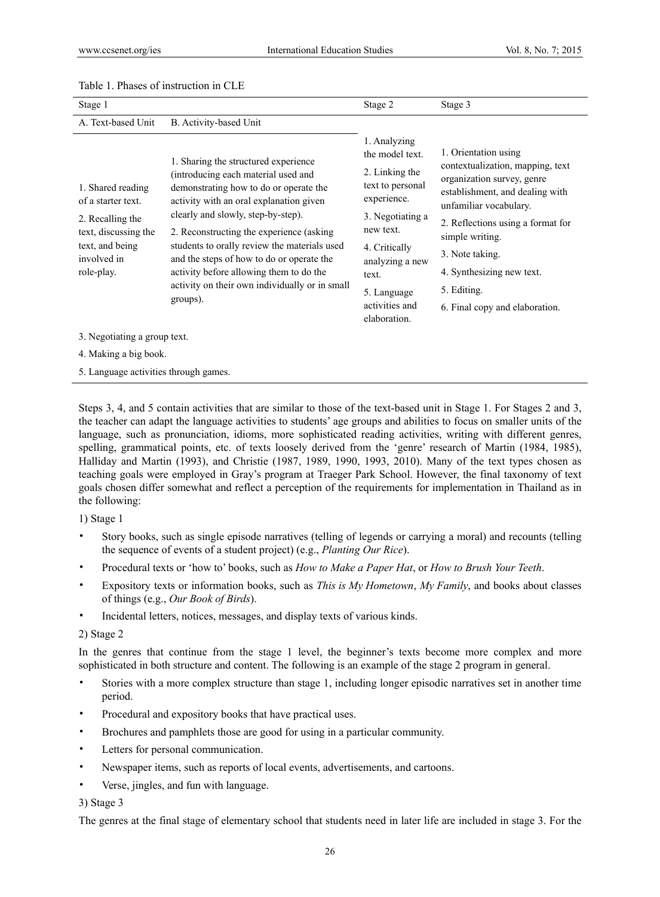Table 1. Phases of instruction in CLE

| Stage 1 | | Stage 2 | Stage 3 |
|---|---|---|---|
| A. Text-based Unit | B. Activity-based Unit | | |
| 1. Shared reading of a starter text.<br>2. Recalling the text, discussing the text, and being involved in role-play. | 1. Sharing the structured experience (introducing each material used and demonstrating how to do or operate the activity with an oral explanation given clearly and slowly, step-by-step).<br>2. Reconstructing the experience (asking students to orally review the materials used and the steps of how to do or operate the activity before allowing them to do the activity on their own individually or in small groups). | 1. Analyzing the model text.<br>2. Linking the text to personal experience.<br>3. Negotiating a new text.<br>4. Critically analyzing a new text.<br>5. Language activities and elaboration. | 1. Orientation using contextualization, mapping, text organization survey, genre establishment, and dealing with unfamiliar vocabulary.<br>2. Reflections using a format for simple writing.<br>3. Note taking.<br>4. Synthesizing new text.<br>5. Editing.<br>6. Final copy and elaboration. |
| 3. Negotiating a group text.<br>4. Making a big book.<br>5. Language activities through games. | | | |

Steps 3, 4, and 5 contain activities that are similar to those of the text-based unit in Stage 1. For Stages 2 and 3, the teacher can adapt the language activities to students' age groups and abilities to focus on smaller units of the language, such as pronunciation, idioms, more sophisticated reading activities, writing with different genres, spelling, grammatical points, etc. of texts loosely derived from the 'genre' research of Martin (1984, 1985), Halliday and Martin (1993), and Christie (1987, 1989, 1990, 1993, 2010). Many of the text types chosen as teaching goals were employed in Gray's program at Traeger Park School. However, the final taxonomy of text goals chosen differ somewhat and reflect a perception of the requirements for implementation in Thailand as in the following:

1) Stage 1

- Story books, such as single episode narratives (telling of legends or carrying a moral) and recounts (telling the sequence of events of a student project) (e.g., *Planting Our Rice*).
- Procedural texts or 'how to' books, such as *How to Make a Paper Hat*, or *How to Brush Your Teeth*.
- Expository texts or information books, such as *This is My Hometown*, *My Family*, and books about classes of things (e.g., *Our Book of Birds*).
- Incidental letters, notices, messages, and display texts of various kinds.

2) Stage 2

In the genres that continue from the stage 1 level, the beginner's texts become more complex and more sophisticated in both structure and content. The following is an example of the stage 2 program in general.

- Stories with a more complex structure than stage 1, including longer episodic narratives set in another time period.
- Procedural and expository books that have practical uses.
- Brochures and pamphlets those are good for using in a particular community.
- Letters for personal communication.
- Newspaper items, such as reports of local events, advertisements, and cartoons.
- Verse, jingles, and fun with language.

3) Stage 3

The genres at the final stage of elementary school that students need in later life are included in stage 3. For the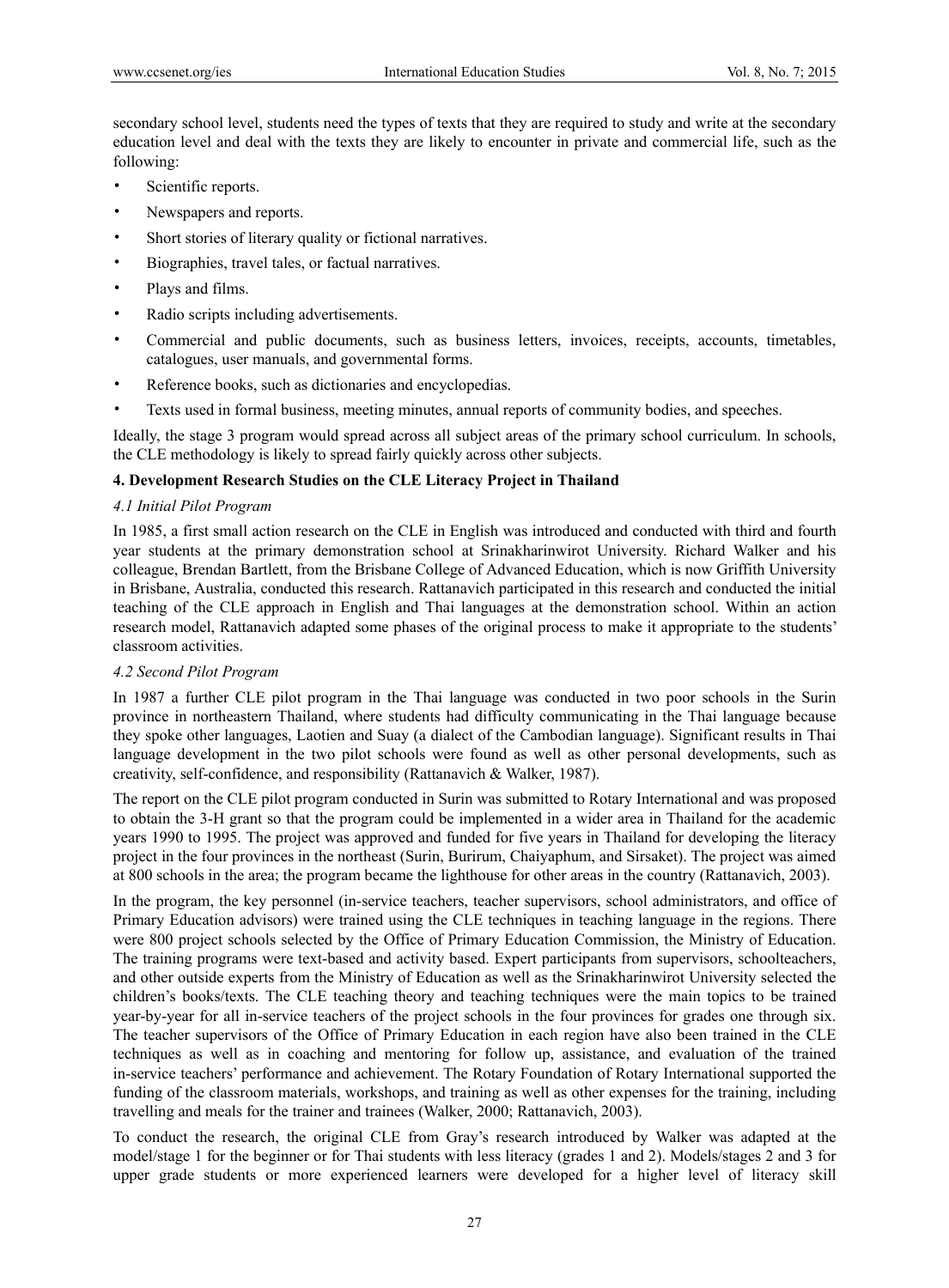secondary school level, students need the types of texts that they are required to study and write at the secondary education level and deal with the texts they are likely to encounter in private and commercial life, such as the following:

- Scientific reports.
- Newspapers and reports.
- Short stories of literary quality or fictional narratives.
- Biographies, travel tales, or factual narratives.
- Plays and films.
- Radio scripts including advertisements.
- Commercial and public documents, such as business letters, invoices, receipts, accounts, timetables, catalogues, user manuals, and governmental forms.
- Reference books, such as dictionaries and encyclopedias.
- Texts used in formal business, meeting minutes, annual reports of community bodies, and speeches.

Ideally, the stage 3 program would spread across all subject areas of the primary school curriculum. In schools, the CLE methodology is likely to spread fairly quickly across other subjects.

## 4. Development Research Studies on the CLE Literacy Project in Thailand

### *4.1 Initial Pilot Program*

In 1985, a first small action research on the CLE in English was introduced and conducted with third and fourth year students at the primary demonstration school at Srinakharinwirot University. Richard Walker and his colleague, Brendan Bartlett, from the Brisbane College of Advanced Education, which is now Griffith University in Brisbane, Australia, conducted this research. Rattanavich participated in this research and conducted the initial teaching of the CLE approach in English and Thai languages at the demonstration school. Within an action research model, Rattanavich adapted some phases of the original process to make it appropriate to the students' classroom activities.

### *4.2 Second Pilot Program*

In 1987 a further CLE pilot program in the Thai language was conducted in two poor schools in the Surin province in northeastern Thailand, where students had difficulty communicating in the Thai language because they spoke other languages, Laotien and Suay (a dialect of the Cambodian language). Significant results in Thai language development in the two pilot schools were found as well as other personal developments, such as creativity, self-confidence, and responsibility (Rattanavich & Walker, 1987).

The report on the CLE pilot program conducted in Surin was submitted to Rotary International and was proposed to obtain the 3-H grant so that the program could be implemented in a wider area in Thailand for the academic years 1990 to 1995. The project was approved and funded for five years in Thailand for developing the literacy project in the four provinces in the northeast (Surin, Burirum, Chaiyaphum, and Sirsaket). The project was aimed at 800 schools in the area; the program became the lighthouse for other areas in the country (Rattanavich, 2003).

In the program, the key personnel (in-service teachers, teacher supervisors, school administrators, and office of Primary Education advisors) were trained using the CLE techniques in teaching language in the regions. There were 800 project schools selected by the Office of Primary Education Commission, the Ministry of Education. The training programs were text-based and activity based. Expert participants from supervisors, schoolteachers, and other outside experts from the Ministry of Education as well as the Srinakharinwirot University selected the children's books/texts. The CLE teaching theory and teaching techniques were the main topics to be trained year-by-year for all in-service teachers of the project schools in the four provinces for grades one through six. The teacher supervisors of the Office of Primary Education in each region have also been trained in the CLE techniques as well as in coaching and mentoring for follow up, assistance, and evaluation of the trained in-service teachers' performance and achievement. The Rotary Foundation of Rotary International supported the funding of the classroom materials, workshops, and training as well as other expenses for the training, including travelling and meals for the trainer and trainees (Walker, 2000; Rattanavich, 2003).

To conduct the research, the original CLE from Gray's research introduced by Walker was adapted at the model/stage 1 for the beginner or for Thai students with less literacy (grades 1 and 2). Models/stages 2 and 3 for upper grade students or more experienced learners were developed for a higher level of literacy skill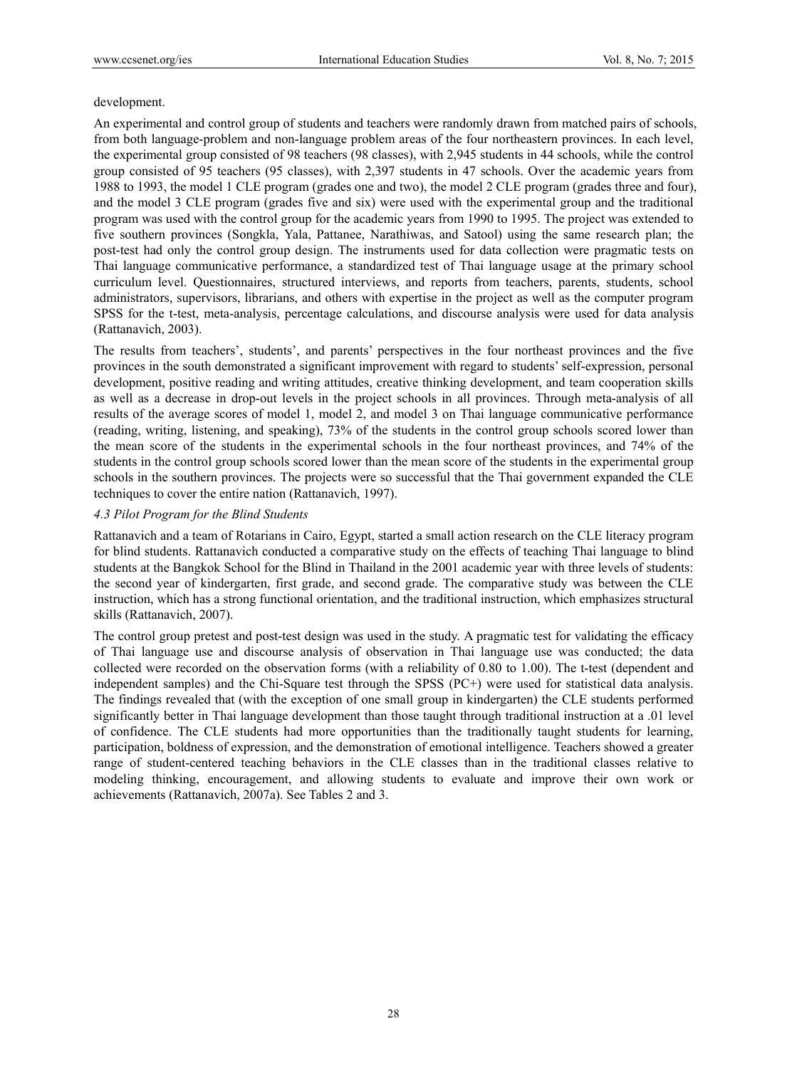development.

An experimental and control group of students and teachers were randomly drawn from matched pairs of schools, from both language-problem and non-language problem areas of the four northeastern provinces. In each level, the experimental group consisted of 98 teachers (98 classes), with 2,945 students in 44 schools, while the control group consisted of 95 teachers (95 classes), with 2,397 students in 47 schools. Over the academic years from 1988 to 1993, the model 1 CLE program (grades one and two), the model 2 CLE program (grades three and four), and the model 3 CLE program (grades five and six) were used with the experimental group and the traditional program was used with the control group for the academic years from 1990 to 1995. The project was extended to five southern provinces (Songkla, Yala, Pattanee, Narathiwas, and Satool) using the same research plan; the post-test had only the control group design. The instruments used for data collection were pragmatic tests on Thai language communicative performance, a standardized test of Thai language usage at the primary school curriculum level. Questionnaires, structured interviews, and reports from teachers, parents, students, school administrators, supervisors, librarians, and others with expertise in the project as well as the computer program SPSS for the t-test, meta-analysis, percentage calculations, and discourse analysis were used for data analysis (Rattanavich, 2003).

The results from teachers', students', and parents' perspectives in the four northeast provinces and the five provinces in the south demonstrated a significant improvement with regard to students' self-expression, personal development, positive reading and writing attitudes, creative thinking development, and team cooperation skills as well as a decrease in drop-out levels in the project schools in all provinces. Through meta-analysis of all results of the average scores of model 1, model 2, and model 3 on Thai language communicative performance (reading, writing, listening, and speaking), 73% of the students in the control group schools scored lower than the mean score of the students in the experimental schools in the four northeast provinces, and 74% of the students in the control group schools scored lower than the mean score of the students in the experimental group schools in the southern provinces. The projects were so successful that the Thai government expanded the CLE techniques to cover the entire nation (Rattanavich, 1997).

### *4.3 Pilot Program for the Blind Students*

Rattanavich and a team of Rotarians in Cairo, Egypt, started a small action research on the CLE literacy program for blind students. Rattanavich conducted a comparative study on the effects of teaching Thai language to blind students at the Bangkok School for the Blind in Thailand in the 2001 academic year with three levels of students: the second year of kindergarten, first grade, and second grade. The comparative study was between the CLE instruction, which has a strong functional orientation, and the traditional instruction, which emphasizes structural skills (Rattanavich, 2007).

The control group pretest and post-test design was used in the study. A pragmatic test for validating the efficacy of Thai language use and discourse analysis of observation in Thai language use was conducted; the data collected were recorded on the observation forms (with a reliability of 0.80 to 1.00). The t-test (dependent and independent samples) and the Chi-Square test through the SPSS (PC+) were used for statistical data analysis. The findings revealed that (with the exception of one small group in kindergarten) the CLE students performed significantly better in Thai language development than those taught through traditional instruction at a .01 level of confidence. The CLE students had more opportunities than the traditionally taught students for learning, participation, boldness of expression, and the demonstration of emotional intelligence. Teachers showed a greater range of student-centered teaching behaviors in the CLE classes than in the traditional classes relative to modeling thinking, encouragement, and allowing students to evaluate and improve their own work or achievements (Rattanavich, 2007a). See Tables 2 and 3.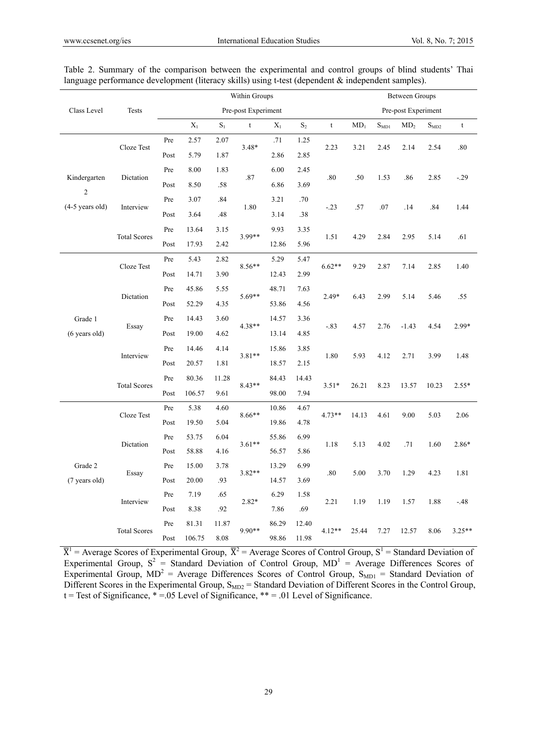Table 2. Summary of the comparison between the experimental and control groups of blind students' Thai language performance development (literacy skills) using t-test (dependent & independent samples).

| Class Level | Tests | | Within Groups | | | | | | Between Groups | | | | |
|---|---|---|---|---|---|---|---|---|---|---|---|---|---|
| | | | Pre-post Experiment | | | | | | Pre-post Experiment | | | | |
| | | | $X_1$ | $S_1$ | t | $X_1$ | $S_2$ | t | $MD_1$ | $S_{MD1}$ | $MD_2$ | $S_{MD2}$ | t |
| Kindergarten 2 (4-5 years old) | Cloze Test | Pre | 2.57 | 2.07 | 3.48* | .71 | 1.25 | 2.23 | 3.21 | 2.45 | 2.14 | 2.54 | .80 |
| | | Post | 5.79 | 1.87 | | 2.86 | 2.85 | | | | | | |
| | Dictation | Pre | 8.00 | 1.83 | .87 | 6.00 | 2.45 | .80 | .50 | 1.53 | .86 | 2.85 | -.29 |
| | | Post | 8.50 | .58 | | 6.86 | 3.69 | | | | | | |
| | Interview | Pre | 3.07 | .84 | 1.80 | 3.21 | .70 | -.23 | .57 | .07 | .14 | .84 | 1.44 |
| | | Post | 3.64 | .48 | | 3.14 | .38 | | | | | | |
| | Total Scores | Pre | 13.64 | 3.15 | 3.99** | 9.93 | 3.35 | 1.51 | 4.29 | 2.84 | 2.95 | 5.14 | .61 |
| | | Post | 17.93 | 2.42 | | 12.86 | 5.96 | | | | | | |
| Grade 1 (6 years old) | Cloze Test | Pre | 5.43 | 2.82 | 8.56** | 5.29 | 5.47 | 6.62** | 9.29 | 2.87 | 7.14 | 2.85 | 1.40 |
| | | Post | 14.71 | 3.90 | | 12.43 | 2.99 | | | | | | |
| | Dictation | Pre | 45.86 | 5.55 | 5.69** | 48.71 | 7.63 | 2.49* | 6.43 | 2.99 | 5.14 | 5.46 | .55 |
| | | Post | 52.29 | 4.35 | | 53.86 | 4.56 | | | | | | |
| | Essay | Pre | 14.43 | 3.60 | 4.38** | 14.57 | 3.36 | -.83 | 4.57 | 2.76 | -1.43 | 4.54 | 2.99* |
| | | Post | 19.00 | 4.62 | | 13.14 | 4.85 | | | | | | |
| | Interview | Pre | 14.46 | 4.14 | 3.81** | 15.86 | 3.85 | 1.80 | 5.93 | 4.12 | 2.71 | 3.99 | 1.48 |
| | | Post | 20.57 | 1.81 | | 18.57 | 2.15 | | | | | | |
| | Total Scores | Pre | 80.36 | 11.28 | 8.43** | 84.43 | 14.43 | 3.51* | 26.21 | 8.23 | 13.57 | 10.23 | 2.55* |
| | | Post | 106.57 | 9.61 | | 98.00 | 7.94 | | | | | | |
| Grade 2 (7 years old) | Cloze Test | Pre | 5.38 | 4.60 | 8.66** | 10.86 | 4.67 | 4.73** | 14.13 | 4.61 | 9.00 | 5.03 | 2.06 |
| | | Post | 19.50 | 5.04 | | 19.86 | 4.78 | | | | | | |
| | Dictation | Pre | 53.75 | 6.04 | 3.61** | 55.86 | 6.99 | 1.18 | 5.13 | 4.02 | .71 | 1.60 | 2.86* |
| | | Post | 58.88 | 4.16 | | 56.57 | 5.86 | | | | | | |
| | Essay | Pre | 15.00 | 3.78 | 3.82** | 13.29 | 6.99 | .80 | 5.00 | 3.70 | 1.29 | 4.23 | 1.81 |
| | | Post | 20.00 | .93 | | 14.57 | 3.69 | | | | | | |
| | Interview | Pre | 7.19 | .65 | 2.82* | 6.29 | 1.58 | 2.21 | 1.19 | 1.19 | 1.57 | 1.88 | -.48 |
| | | Post | 8.38 | .92 | | 7.86 | .69 | | | | | | |
| | Total Scores | Pre | 81.31 | 11.87 | 9.90** | 86.29 | 12.40 | 4.12** | 25.44 | 7.27 | 12.57 | 8.06 | 3.25** |
| | | Post | 106.75 | 8.08 | | 98.86 | 11.98 | | | | | | |

$\overline{X}^1$ = Average Scores of Experimental Group, $\overline{X}^2$ = Average Scores of Control Group, $S^1$ = Standard Deviation of Experimental Group, $S^2$ = Standard Deviation of Control Group, $MD^1$ = Average Differences Scores of Experimental Group, $MD^2$ = Average Differences Scores of Control Group, $S_{MD1}$ = Standard Deviation of Different Scores in the Experimental Group, $S_{MD2}$ = Standard Deviation of Different Scores in the Control Group, t = Test of Significance, * =.05 Level of Significance, ** = .01 Level of Significance.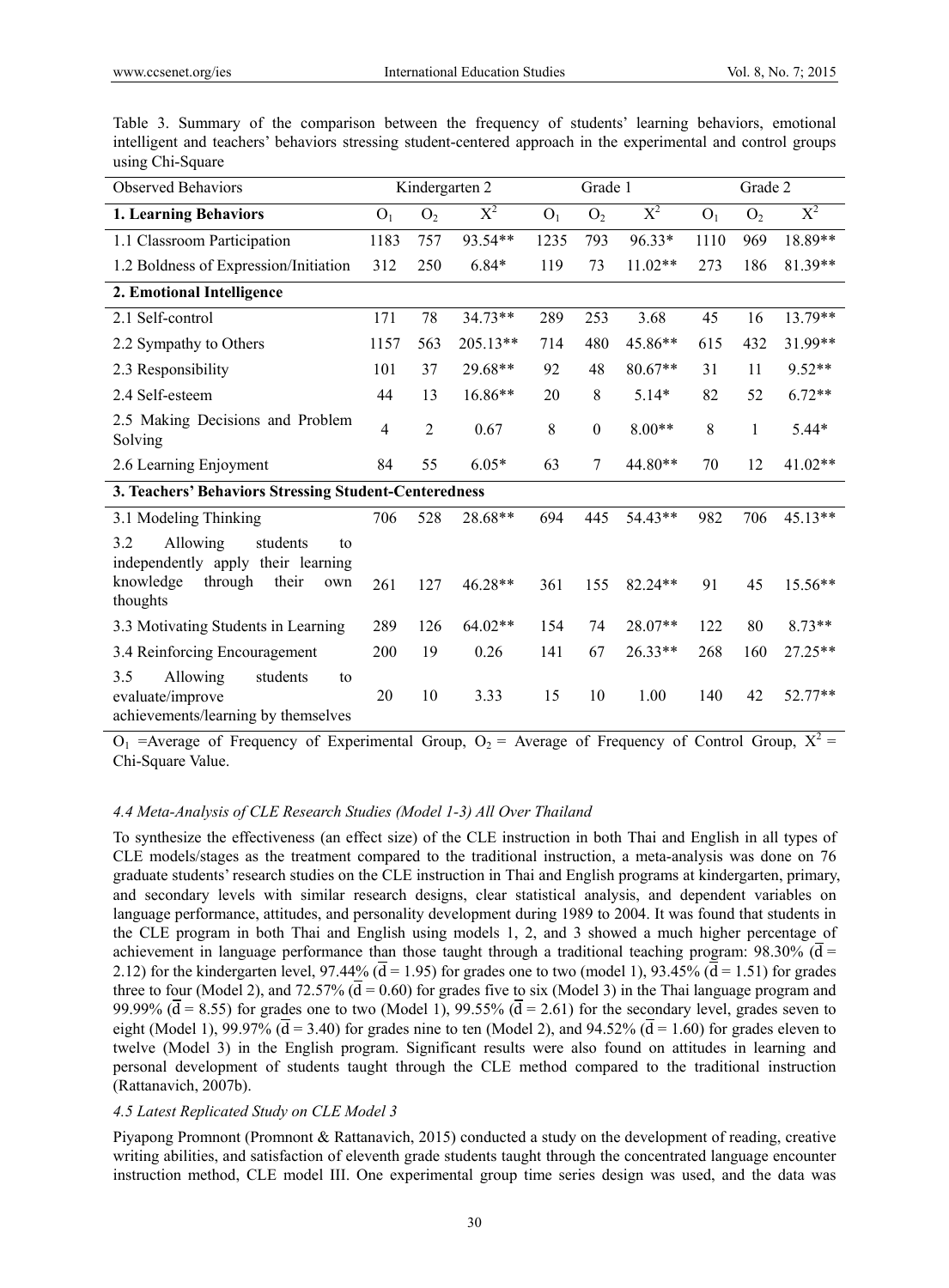Table 3. Summary of the comparison between the frequency of students' learning behaviors, emotional intelligent and teachers' behaviors stressing student-centered approach in the experimental and control groups using Chi-Square

| Observed Behaviors | Kindergarten 2 | | | Grade 1 | | | Grade 2 | | |
|---|---|---|---|---|---|---|---|---|---|
| **1. Learning Behaviors** | $O_1$ | $O_2$ | $X^2$ | $O_1$ | $O_2$ | $X^2$ | $O_1$ | $O_2$ | $X^2$ |
| 1.1 Classroom Participation | 1183 | 757 | 93.54** | 1235 | 793 | 96.33* | 1110 | 969 | 18.89** |
| 1.2 Boldness of Expression/Initiation | 312 | 250 | 6.84* | 119 | 73 | 11.02** | 273 | 186 | 81.39** |
| **2. Emotional Intelligence** | | | | | | | | | |
| 2.1 Self-control | 171 | 78 | 34.73** | 289 | 253 | 3.68 | 45 | 16 | 13.79** |
| 2.2 Sympathy to Others | 1157 | 563 | 205.13** | 714 | 480 | 45.86** | 615 | 432 | 31.99** |
| 2.3 Responsibility | 101 | 37 | 29.68** | 92 | 48 | 80.67** | 31 | 11 | 9.52** |
| 2.4 Self-esteem | 44 | 13 | 16.86** | 20 | 8 | 5.14* | 82 | 52 | 6.72** |
| 2.5 Making Decisions and Problem Solving | 4 | 2 | 0.67 | 8 | 0 | 8.00** | 8 | 1 | 5.44* |
| 2.6 Learning Enjoyment | 84 | 55 | 6.05* | 63 | 7 | 44.80** | 70 | 12 | 41.02** |
| **3. Teachers' Behaviors Stressing Student-Centeredness** | | | | | | | | | |
| 3.1 Modeling Thinking | 706 | 528 | 28.68** | 694 | 445 | 54.43** | 982 | 706 | 45.13** |
| 3.2 Allowing students to independently apply their learning knowledge through their own thoughts | 261 | 127 | 46.28** | 361 | 155 | 82.24** | 91 | 45 | 15.56** |
| 3.3 Motivating Students in Learning | 289 | 126 | 64.02** | 154 | 74 | 28.07** | 122 | 80 | 8.73** |
| 3.4 Reinforcing Encouragement | 200 | 19 | 0.26 | 141 | 67 | 26.33** | 268 | 160 | 27.25** |
| 3.5 Allowing students to evaluate/improve achievements/learning by themselves | 20 | 10 | 3.33 | 15 | 10 | 1.00 | 140 | 42 | 52.77** |

$O_1$ =Average of Frequency of Experimental Group, $O_2$ = Average of Frequency of Control Group, $X^2$ = Chi-Square Value.

#### *4.4 Meta-Analysis of CLE Research Studies (Model 1-3) All Over Thailand*

To synthesize the effectiveness (an effect size) of the CLE instruction in both Thai and English in all types of CLE models/stages as the treatment compared to the traditional instruction, a meta-analysis was done on 76 graduate students' research studies on the CLE instruction in Thai and English programs at kindergarten, primary, and secondary levels with similar research designs, clear statistical analysis, and dependent variables on language performance, attitudes, and personality development during 1989 to 2004. It was found that students in the CLE program in both Thai and English using models 1, 2, and 3 showed a much higher percentage of achievement in language performance than those taught through a traditional teaching program: 98.30% ($\overline{d}$ = 2.12) for the kindergarten level, 97.44% ($\overline{d}$ = 1.95) for grades one to two (model 1), 93.45% ($\overline{d}$ = 1.51) for grades three to four (Model 2), and 72.57% ($\overline{d}$ = 0.60) for grades five to six (Model 3) in the Thai language program and 99.99% ($\overline{d}$ = 8.55) for grades one to two (Model 1), 99.55% ($\overline{d}$ = 2.61) for the secondary level, grades seven to eight (Model 1), 99.97% ($\overline{d}$ = 3.40) for grades nine to ten (Model 2), and 94.52% ($\overline{d}$ = 1.60) for grades eleven to twelve (Model 3) in the English program. Significant results were also found on attitudes in learning and personal development of students taught through the CLE method compared to the traditional instruction (Rattanavich, 2007b).

#### *4.5 Latest Replicated Study on CLE Model 3*

Piyapong Promnont (Promnont & Rattanavich, 2015) conducted a study on the development of reading, creative writing abilities, and satisfaction of eleventh grade students taught through the concentrated language encounter instruction method, CLE model III. One experimental group time series design was used, and the data was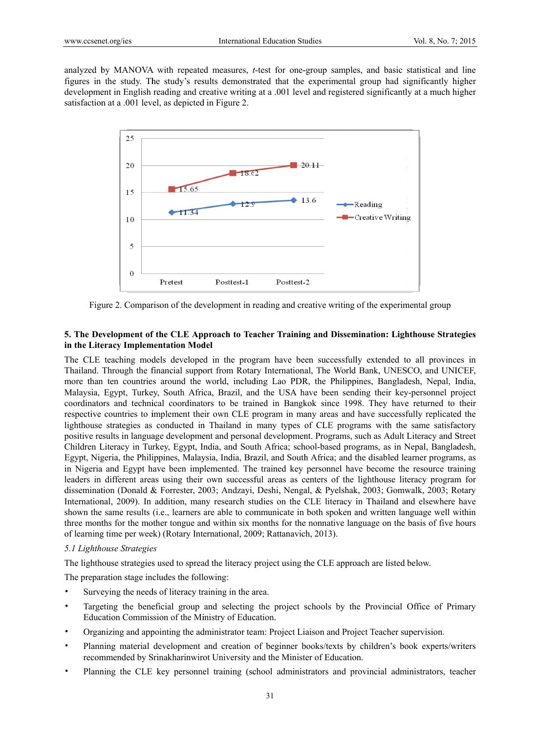analyzed by MANOVA with repeated measures, *t*-test for one-group samples, and basic statistical and line figures in the study. The study's results demonstrated that the experimental group had significantly higher development in English reading and creative writing at a .001 level and registered significantly at a much higher satisfaction at a .001 level, as depicted in Figure 2.

Figure 2. Comparison of the development in reading and creative writing of the experimental group

## 5. The Development of the CLE Approach to Teacher Training and Dissemination: Lighthouse Strategies in the Literacy Implementation Model

The CLE teaching models developed in the program have been successfully extended to all provinces in Thailand. Through the financial support from Rotary International, The World Bank, UNESCO, and UNICEF, more than ten countries around the world, including Lao PDR, the Philippines, Bangladesh, Nepal, India, Malaysia, Egypt, Turkey, South Africa, Brazil, and the USA have been sending their key-personnel project coordinators and technical coordinators to be trained in Bangkok since 1998. They have returned to their respective countries to implement their own CLE program in many areas and have successfully replicated the lighthouse strategies as conducted in Thailand in many types of CLE programs with the same satisfactory positive results in language development and personal development. Programs, such as Adult Literacy and Street Children Literacy in Turkey, Egypt, India, and South Africa; school-based programs, as in Nepal, Bangladesh, Egypt, Nigeria, the Philippines, Malaysia, India, Brazil, and South Africa; and the disabled learner programs, as in Nigeria and Egypt have been implemented. The trained key personnel have become the resource training leaders in different areas using their own successful areas as centers of the lighthouse literacy program for dissemination (Donald & Forrester, 2003; Andzayi, Deshi, Nengal, & Pyelshak, 2003; Gomwalk, 2003; Rotary International, 2009). In addition, many research studies on the CLE literacy in Thailand and elsewhere have shown the same results (i.e., learners are able to communicate in both spoken and written language well within three months for the mother tongue and within six months for the nonnative language on the basis of five hours of learning time per week) (Rotary International, 2009; Rattanavich, 2013).

### *5.1 Lighthouse Strategies*

The lighthouse strategies used to spread the literacy project using the CLE approach are listed below.

The preparation stage includes the following:

- Surveying the needs of literacy training in the area.
- Targeting the beneficial group and selecting the project schools by the Provincial Office of Primary Education Commission of the Ministry of Education.
- Organizing and appointing the administrator team: Project Liaison and Project Teacher supervision.
- Planning material development and creation of beginner books/texts by children's book experts/writers recommended by Srinakharinwirot University and the Minister of Education.
- Planning the CLE key personnel training (school administrators and provincial administrators, teacher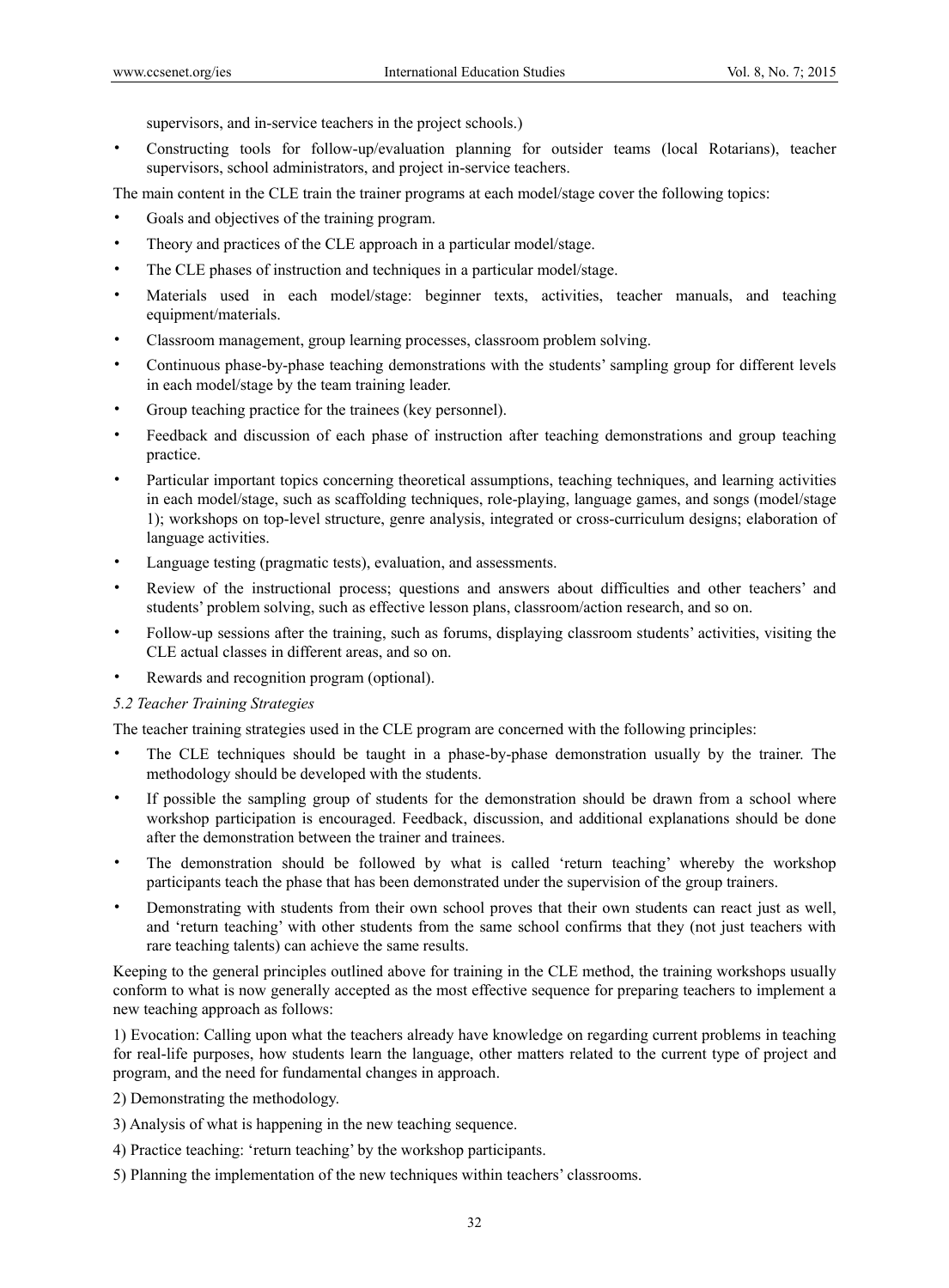supervisors, and in-service teachers in the project schools.)

- Constructing tools for follow-up/evaluation planning for outsider teams (local Rotarians), teacher supervisors, school administrators, and project in-service teachers.

The main content in the CLE train the trainer programs at each model/stage cover the following topics:

- Goals and objectives of the training program.
- Theory and practices of the CLE approach in a particular model/stage.
- The CLE phases of instruction and techniques in a particular model/stage.
- Materials used in each model/stage: beginner texts, activities, teacher manuals, and teaching equipment/materials.
- Classroom management, group learning processes, classroom problem solving.
- Continuous phase-by-phase teaching demonstrations with the students' sampling group for different levels in each model/stage by the team training leader.
- Group teaching practice for the trainees (key personnel).
- Feedback and discussion of each phase of instruction after teaching demonstrations and group teaching practice.
- Particular important topics concerning theoretical assumptions, teaching techniques, and learning activities in each model/stage, such as scaffolding techniques, role-playing, language games, and songs (model/stage 1); workshops on top-level structure, genre analysis, integrated or cross-curriculum designs; elaboration of language activities.
- Language testing (pragmatic tests), evaluation, and assessments.
- Review of the instructional process; questions and answers about difficulties and other teachers' and students' problem solving, such as effective lesson plans, classroom/action research, and so on.
- Follow-up sessions after the training, such as forums, displaying classroom students' activities, visiting the CLE actual classes in different areas, and so on.
- Rewards and recognition program (optional).

### *5.2 Teacher Training Strategies*

The teacher training strategies used in the CLE program are concerned with the following principles:

- The CLE techniques should be taught in a phase-by-phase demonstration usually by the trainer. The methodology should be developed with the students.
- If possible the sampling group of students for the demonstration should be drawn from a school where workshop participation is encouraged. Feedback, discussion, and additional explanations should be done after the demonstration between the trainer and trainees.
- The demonstration should be followed by what is called 'return teaching' whereby the workshop participants teach the phase that has been demonstrated under the supervision of the group trainers.
- Demonstrating with students from their own school proves that their own students can react just as well, and 'return teaching' with other students from the same school confirms that they (not just teachers with rare teaching talents) can achieve the same results.

Keeping to the general principles outlined above for training in the CLE method, the training workshops usually conform to what is now generally accepted as the most effective sequence for preparing teachers to implement a new teaching approach as follows:

1) Evocation: Calling upon what the teachers already have knowledge on regarding current problems in teaching for real-life purposes, how students learn the language, other matters related to the current type of project and program, and the need for fundamental changes in approach.

2) Demonstrating the methodology.

3) Analysis of what is happening in the new teaching sequence.

4) Practice teaching: 'return teaching' by the workshop participants.

5) Planning the implementation of the new techniques within teachers' classrooms.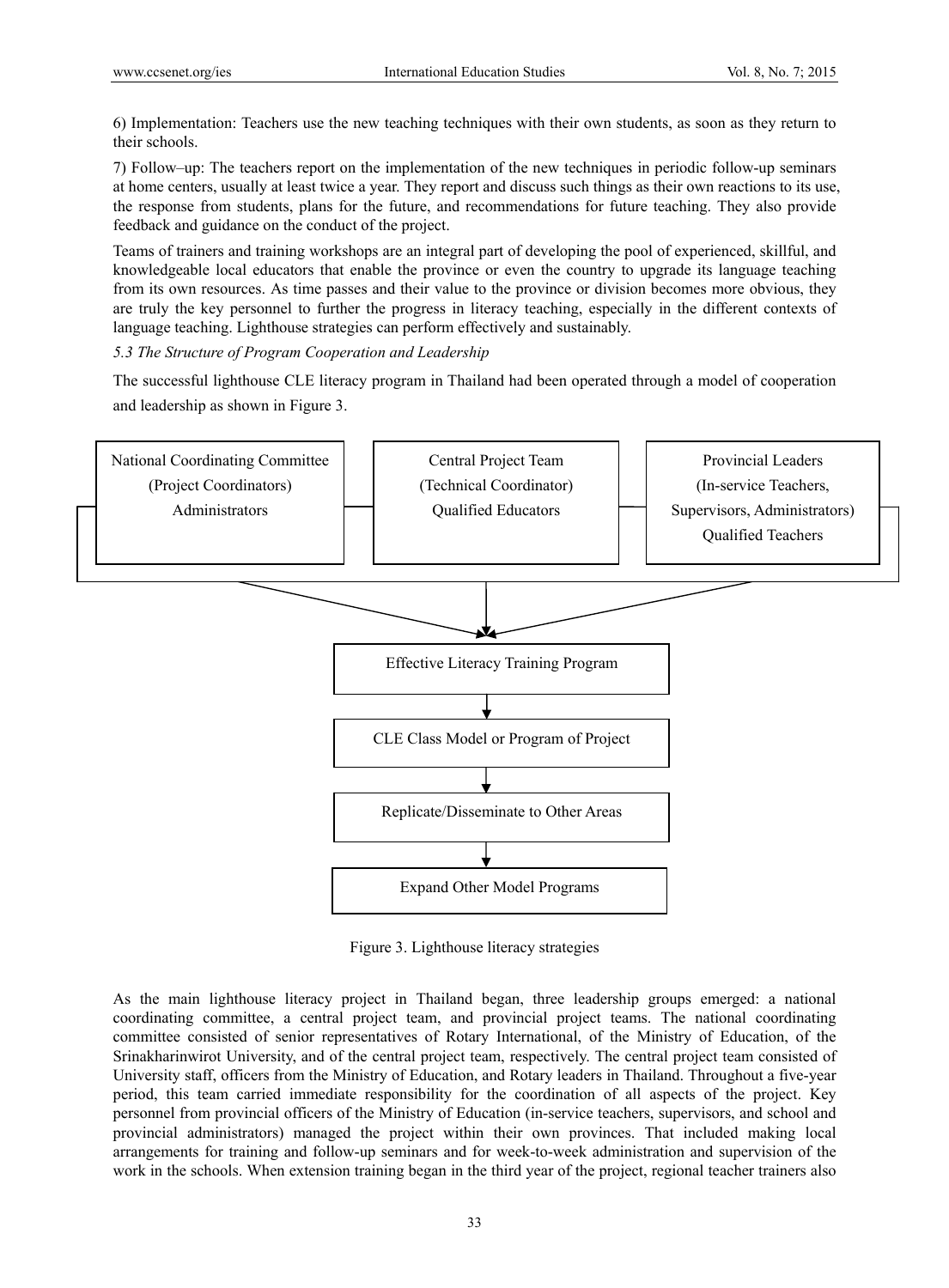6) Implementation: Teachers use the new teaching techniques with their own students, as soon as they return to their schools.

7) Follow–up: The teachers report on the implementation of the new techniques in periodic follow-up seminars at home centers, usually at least twice a year. They report and discuss such things as their own reactions to its use, the response from students, plans for the future, and recommendations for future teaching. They also provide feedback and guidance on the conduct of the project.

Teams of trainers and training workshops are an integral part of developing the pool of experienced, skillful, and knowledgeable local educators that enable the province or even the country to upgrade its language teaching from its own resources. As time passes and their value to the province or division becomes more obvious, they are truly the key personnel to further the progress in literacy teaching, especially in the different contexts of language teaching. Lighthouse strategies can perform effectively and sustainably.

*5.3 The Structure of Program Cooperation and Leadership*

The successful lighthouse CLE literacy program in Thailand had been operated through a model of cooperation and leadership as shown in Figure 3.

National Coordinating Committee
(Project Coordinators)
Administrators

Central Project Team
(Technical Coordinator)
Qualified Educators

Provincial Leaders
(In-service Teachers,
Supervisors, Administrators)
Qualified Teachers

Effective Literacy Training Program

CLE Class Model or Program of Project

Replicate/Disseminate to Other Areas

Expand Other Model Programs

Figure 3. Lighthouse literacy strategies

As the main lighthouse literacy project in Thailand began, three leadership groups emerged: a national coordinating committee, a central project team, and provincial project teams. The national coordinating committee consisted of senior representatives of Rotary International, of the Ministry of Education, of the Srinakharinwirot University, and of the central project team, respectively. The central project team consisted of University staff, officers from the Ministry of Education, and Rotary leaders in Thailand. Throughout a five-year period, this team carried immediate responsibility for the coordination of all aspects of the project. Key personnel from provincial officers of the Ministry of Education (in-service teachers, supervisors, and school and provincial administrators) managed the project within their own provinces. That included making local arrangements for training and follow-up seminars and for week-to-week administration and supervision of the work in the schools. When extension training began in the third year of the project, regional teacher trainers also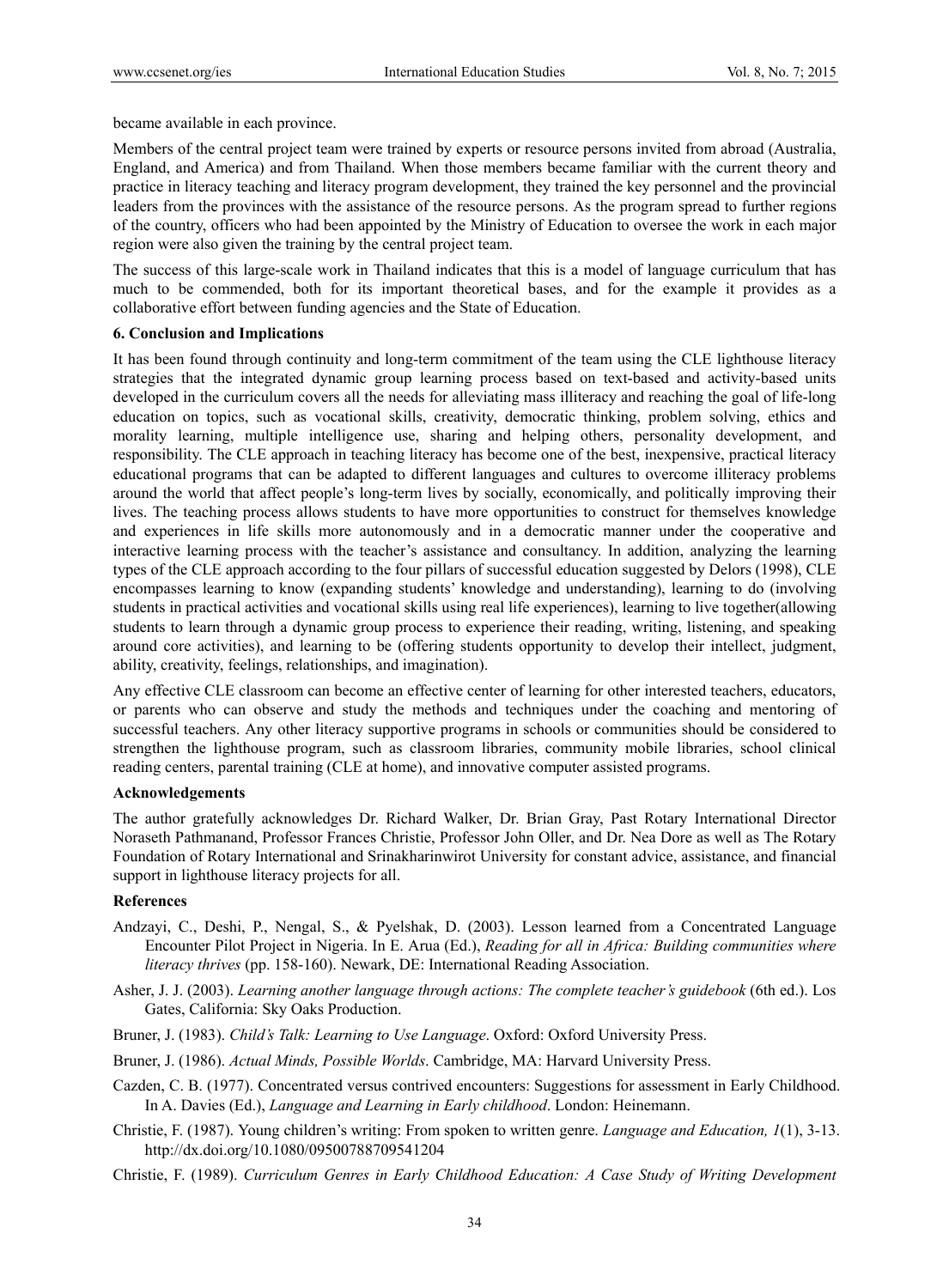became available in each province.

Members of the central project team were trained by experts or resource persons invited from abroad (Australia, England, and America) and from Thailand. When those members became familiar with the current theory and practice in literacy teaching and literacy program development, they trained the key personnel and the provincial leaders from the provinces with the assistance of the resource persons. As the program spread to further regions of the country, officers who had been appointed by the Ministry of Education to oversee the work in each major region were also given the training by the central project team.

The success of this large-scale work in Thailand indicates that this is a model of language curriculum that has much to be commended, both for its important theoretical bases, and for the example it provides as a collaborative effort between funding agencies and the State of Education.

## 6. Conclusion and Implications

It has been found through continuity and long-term commitment of the team using the CLE lighthouse literacy strategies that the integrated dynamic group learning process based on text-based and activity-based units developed in the curriculum covers all the needs for alleviating mass illiteracy and reaching the goal of life-long education on topics, such as vocational skills, creativity, democratic thinking, problem solving, ethics and morality learning, multiple intelligence use, sharing and helping others, personality development, and responsibility. The CLE approach in teaching literacy has become one of the best, inexpensive, practical literacy educational programs that can be adapted to different languages and cultures to overcome illiteracy problems around the world that affect people's long-term lives by socially, economically, and politically improving their lives. The teaching process allows students to have more opportunities to construct for themselves knowledge and experiences in life skills more autonomously and in a democratic manner under the cooperative and interactive learning process with the teacher's assistance and consultancy. In addition, analyzing the learning types of the CLE approach according to the four pillars of successful education suggested by Delors (1998), CLE encompasses learning to know (expanding students' knowledge and understanding), learning to do (involving students in practical activities and vocational skills using real life experiences), learning to live together(allowing students to learn through a dynamic group process to experience their reading, writing, listening, and speaking around core activities), and learning to be (offering students opportunity to develop their intellect, judgment, ability, creativity, feelings, relationships, and imagination).

Any effective CLE classroom can become an effective center of learning for other interested teachers, educators, or parents who can observe and study the methods and techniques under the coaching and mentoring of successful teachers. Any other literacy supportive programs in schools or communities should be considered to strengthen the lighthouse program, such as classroom libraries, community mobile libraries, school clinical reading centers, parental training (CLE at home), and innovative computer assisted programs.

## Acknowledgements

The author gratefully acknowledges Dr. Richard Walker, Dr. Brian Gray, Past Rotary International Director Noraseth Pathmanand, Professor Frances Christie, Professor John Oller, and Dr. Nea Dore as well as The Rotary Foundation of Rotary International and Srinakharinwirot University for constant advice, assistance, and financial support in lighthouse literacy projects for all.

## References

Andzayi, C., Deshi, P., Nengal, S., & Pyelshak, D. (2003). Lesson learned from a Concentrated Language Encounter Pilot Project in Nigeria. In E. Arua (Ed.), *Reading for all in Africa: Building communities where literacy thrives* (pp. 158-160). Newark, DE: International Reading Association.

Asher, J. J. (2003). *Learning another language through actions: The complete teacher's guidebook* (6th ed.). Los Gates, California: Sky Oaks Production.

Bruner, J. (1983). *Child's Talk: Learning to Use Language*. Oxford: Oxford University Press.

Bruner, J. (1986). *Actual Minds, Possible Worlds*. Cambridge, MA: Harvard University Press.

Cazden, C. B. (1977). Concentrated versus contrived encounters: Suggestions for assessment in Early Childhood. In A. Davies (Ed.), *Language and Learning in Early childhood*. London: Heinemann.

Christie, F. (1987). Young children's writing: From spoken to written genre. *Language and Education, 1*(1), 3-13. http://dx.doi.org/10.1080/09500788709541204

Christie, F. (1989). *Curriculum Genres in Early Childhood Education: A Case Study of Writing Development*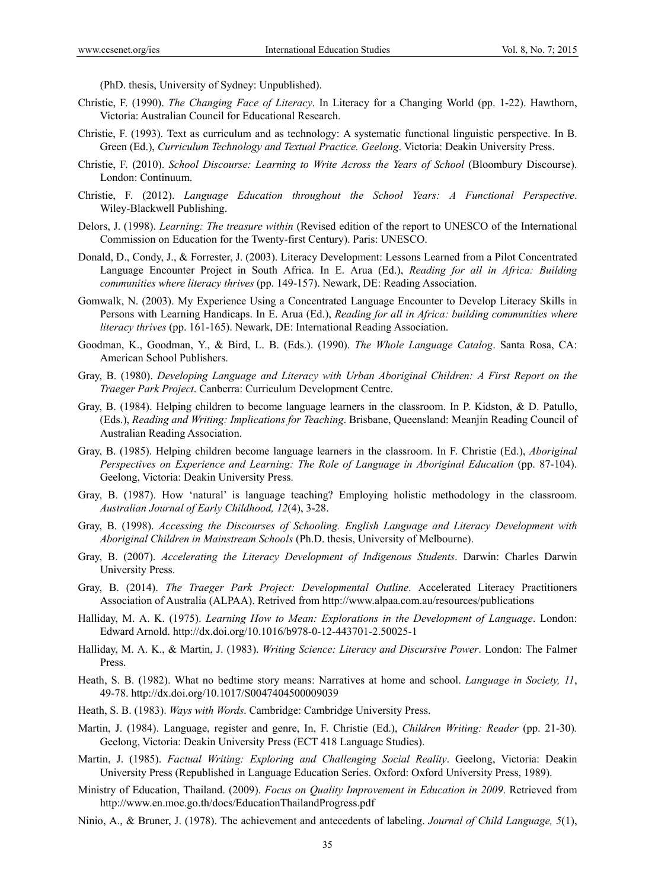(PhD. thesis, University of Sydney: Unpublished).

Christie, F. (1990). *The Changing Face of Literacy*. In Literacy for a Changing World (pp. 1-22). Hawthorn, Victoria: Australian Council for Educational Research.

Christie, F. (1993). Text as curriculum and as technology: A systematic functional linguistic perspective. In B. Green (Ed.), *Curriculum Technology and Textual Practice. Geelong*. Victoria: Deakin University Press.

Christie, F. (2010). *School Discourse: Learning to Write Across the Years of School* (Bloombury Discourse). London: Continuum.

Christie, F. (2012). *Language Education throughout the School Years: A Functional Perspective*. Wiley-Blackwell Publishing.

Delors, J. (1998). *Learning: The treasure within* (Revised edition of the report to UNESCO of the International Commission on Education for the Twenty-first Century). Paris: UNESCO.

Donald, D., Condy, J., & Forrester, J. (2003). Literacy Development: Lessons Learned from a Pilot Concentrated Language Encounter Project in South Africa. In E. Arua (Ed.), *Reading for all in Africa: Building communities where literacy thrives* (pp. 149-157). Newark, DE: Reading Association.

Gomwalk, N. (2003). My Experience Using a Concentrated Language Encounter to Develop Literacy Skills in Persons with Learning Handicaps. In E. Arua (Ed.), *Reading for all in Africa: building communities where literacy thrives* (pp. 161-165). Newark, DE: International Reading Association.

Goodman, K., Goodman, Y., & Bird, L. B. (Eds.). (1990). *The Whole Language Catalog*. Santa Rosa, CA: American School Publishers.

Gray, B. (1980). *Developing Language and Literacy with Urban Aboriginal Children: A First Report on the Traeger Park Project*. Canberra: Curriculum Development Centre.

Gray, B. (1984). Helping children to become language learners in the classroom. In P. Kidston, & D. Patullo, (Eds.), *Reading and Writing: Implications for Teaching*. Brisbane, Queensland: Meanjin Reading Council of Australian Reading Association.

Gray, B. (1985). Helping children become language learners in the classroom. In F. Christie (Ed.), *Aboriginal Perspectives on Experience and Learning: The Role of Language in Aboriginal Education* (pp. 87-104). Geelong, Victoria: Deakin University Press.

Gray, B. (1987). How 'natural' is language teaching? Employing holistic methodology in the classroom. *Australian Journal of Early Childhood, 12*(4), 3-28.

Gray, B. (1998). *Accessing the Discourses of Schooling. English Language and Literacy Development with Aboriginal Children in Mainstream Schools* (Ph.D. thesis, University of Melbourne).

Gray, B. (2007). *Accelerating the Literacy Development of Indigenous Students*. Darwin: Charles Darwin University Press.

Gray, B. (2014). *The Traeger Park Project: Developmental Outline*. Accelerated Literacy Practitioners Association of Australia (ALPAA). Retrived from http://www.alpaa.com.au/resources/publications

Halliday, M. A. K. (1975). *Learning How to Mean: Explorations in the Development of Language*. London: Edward Arnold. http://dx.doi.org/10.1016/b978-0-12-443701-2.50025-1

Halliday, M. A. K., & Martin, J. (1983). *Writing Science: Literacy and Discursive Power*. London: The Falmer Press.

Heath, S. B. (1982). What no bedtime story means: Narratives at home and school. *Language in Society, 11*, 49-78. http://dx.doi.org/10.1017/S0047404500009039

Heath, S. B. (1983). *Ways with Words*. Cambridge: Cambridge University Press.

Martin, J. (1984). Language, register and genre, In, F. Christie (Ed.), *Children Writing: Reader* (pp. 21-30). Geelong, Victoria: Deakin University Press (ECT 418 Language Studies).

Martin, J. (1985). *Factual Writing: Exploring and Challenging Social Reality*. Geelong, Victoria: Deakin University Press (Republished in Language Education Series. Oxford: Oxford University Press, 1989).

Ministry of Education, Thailand. (2009). *Focus on Quality Improvement in Education in 2009*. Retrieved from http://www.en.moe.go.th/docs/EducationThailandProgress.pdf

Ninio, A., & Bruner, J. (1978). The achievement and antecedents of labeling. *Journal of Child Language, 5*(1),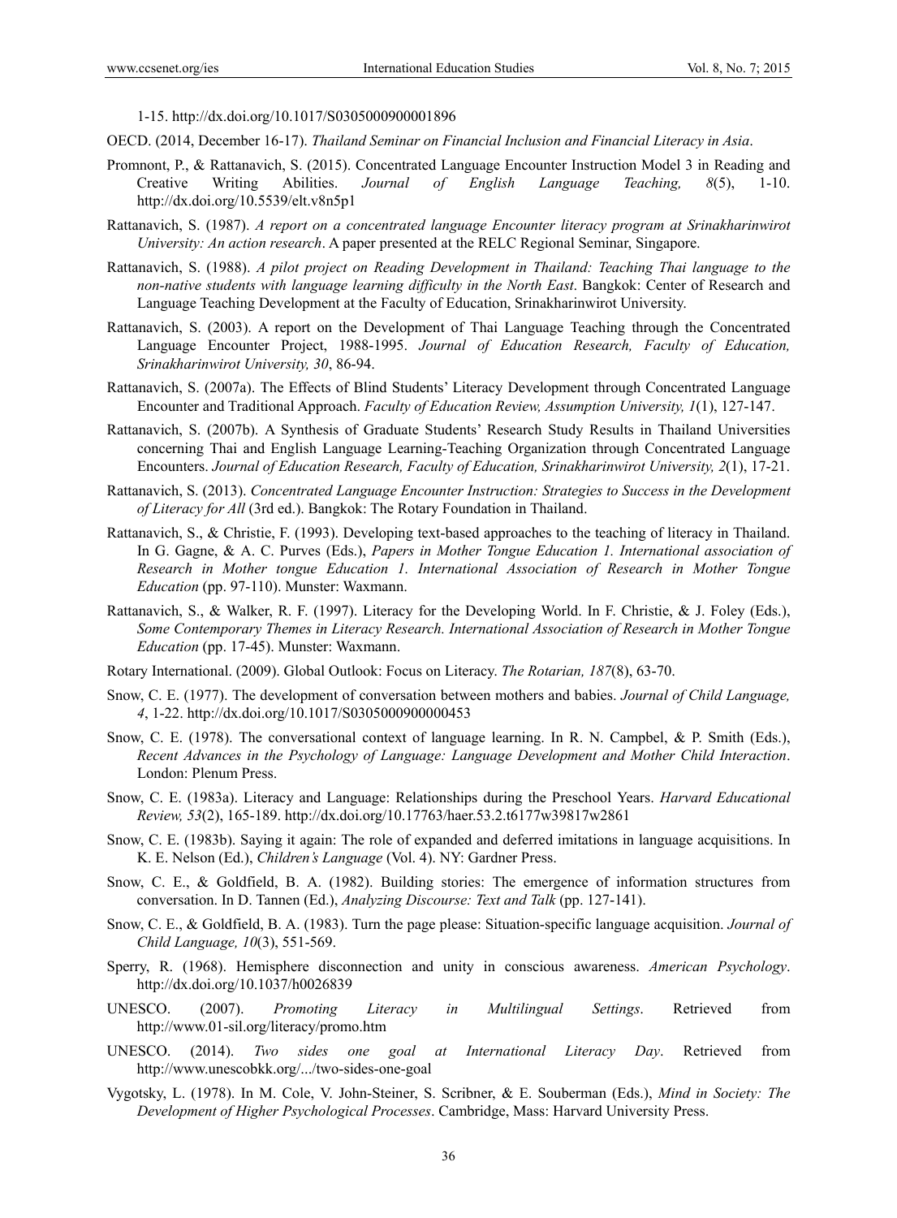1-15. http://dx.doi.org/10.1017/S0305000900001896

OECD. (2014, December 16-17). *Thailand Seminar on Financial Inclusion and Financial Literacy in Asia*.

Promnont, P., & Rattanavich, S. (2015). Concentrated Language Encounter Instruction Model 3 in Reading and Creative Writing Abilities. *Journal of English Language Teaching, 8*(5), 1-10. http://dx.doi.org/10.5539/elt.v8n5p1

Rattanavich, S. (1987). *A report on a concentrated language Encounter literacy program at Srinakharinwirot University: An action research*. A paper presented at the RELC Regional Seminar, Singapore.

Rattanavich, S. (1988). *A pilot project on Reading Development in Thailand: Teaching Thai language to the non-native students with language learning difficulty in the North East*. Bangkok: Center of Research and Language Teaching Development at the Faculty of Education, Srinakharinwirot University.

Rattanavich, S. (2003). A report on the Development of Thai Language Teaching through the Concentrated Language Encounter Project, 1988-1995. *Journal of Education Research, Faculty of Education, Srinakharinwirot University, 30*, 86-94.

Rattanavich, S. (2007a). The Effects of Blind Students' Literacy Development through Concentrated Language Encounter and Traditional Approach. *Faculty of Education Review, Assumption University, 1*(1), 127-147.

Rattanavich, S. (2007b). A Synthesis of Graduate Students' Research Study Results in Thailand Universities concerning Thai and English Language Learning-Teaching Organization through Concentrated Language Encounters. *Journal of Education Research, Faculty of Education, Srinakharinwirot University, 2*(1), 17-21.

Rattanavich, S. (2013). *Concentrated Language Encounter Instruction: Strategies to Success in the Development of Literacy for All* (3rd ed.). Bangkok: The Rotary Foundation in Thailand.

Rattanavich, S., & Christie, F. (1993). Developing text-based approaches to the teaching of literacy in Thailand. In G. Gagne, & A. C. Purves (Eds.), *Papers in Mother Tongue Education 1. International association of Research in Mother tongue Education 1. International Association of Research in Mother Tongue Education* (pp. 97-110). Munster: Waxmann.

Rattanavich, S., & Walker, R. F. (1997). Literacy for the Developing World. In F. Christie, & J. Foley (Eds.), *Some Contemporary Themes in Literacy Research. International Association of Research in Mother Tongue Education* (pp. 17-45). Munster: Waxmann.

Rotary International. (2009). Global Outlook: Focus on Literacy. *The Rotarian, 187*(8), 63-70.

Snow, C. E. (1977). The development of conversation between mothers and babies. *Journal of Child Language, 4*, 1-22. http://dx.doi.org/10.1017/S0305000900000453

Snow, C. E. (1978). The conversational context of language learning. In R. N. Campbel, & P. Smith (Eds.), *Recent Advances in the Psychology of Language: Language Development and Mother Child Interaction*. London: Plenum Press.

Snow, C. E. (1983a). Literacy and Language: Relationships during the Preschool Years. *Harvard Educational Review, 53*(2), 165-189. http://dx.doi.org/10.17763/haer.53.2.t6177w39817w2861

Snow, C. E. (1983b). Saying it again: The role of expanded and deferred imitations in language acquisitions. In K. E. Nelson (Ed.), *Children's Language* (Vol. 4). NY: Gardner Press.

Snow, C. E., & Goldfield, B. A. (1982). Building stories: The emergence of information structures from conversation. In D. Tannen (Ed.), *Analyzing Discourse: Text and Talk* (pp. 127-141).

Snow, C. E., & Goldfield, B. A. (1983). Turn the page please: Situation-specific language acquisition. *Journal of Child Language, 10*(3), 551-569.

Sperry, R. (1968). Hemisphere disconnection and unity in conscious awareness. *American Psychology*. http://dx.doi.org/10.1037/h0026839

UNESCO. (2007). *Promoting Literacy in Multilingual Settings*. Retrieved from http://www.01-sil.org/literacy/promo.htm

UNESCO. (2014). *Two sides one goal at International Literacy Day*. Retrieved from http://www.unescobkk.org/.../two-sides-one-goal

Vygotsky, L. (1978). In M. Cole, V. John-Steiner, S. Scribner, & E. Souberman (Eds.), *Mind in Society: The Development of Higher Psychological Processes*. Cambridge, Mass: Harvard University Press.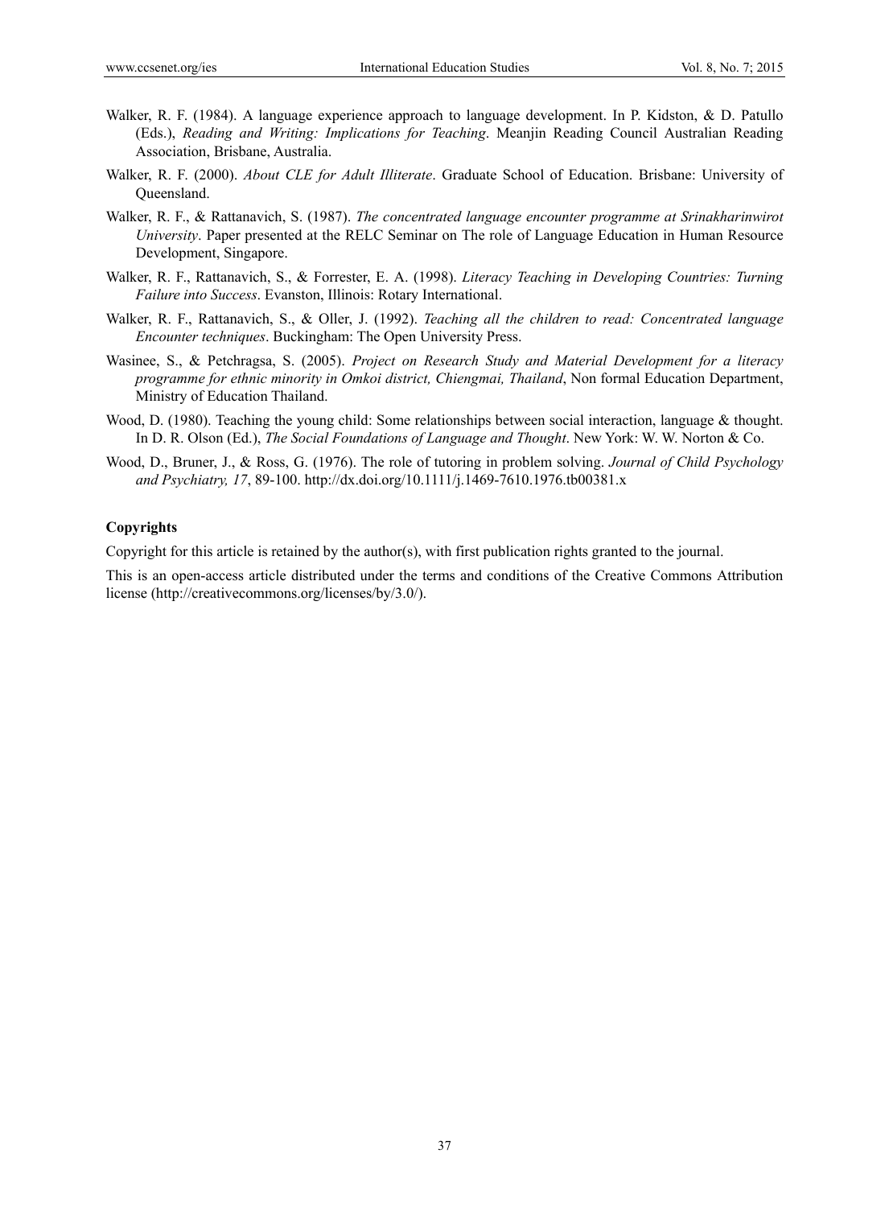Walker, R. F. (1984). A language experience approach to language development. In P. Kidston, & D. Patullo (Eds.), *Reading and Writing: Implications for Teaching*. Meanjin Reading Council Australian Reading Association, Brisbane, Australia.

Walker, R. F. (2000). *About CLE for Adult Illiterate*. Graduate School of Education. Brisbane: University of Queensland.

Walker, R. F., & Rattanavich, S. (1987). *The concentrated language encounter programme at Srinakharinwirot University*. Paper presented at the RELC Seminar on The role of Language Education in Human Resource Development, Singapore.

Walker, R. F., Rattanavich, S., & Forrester, E. A. (1998). *Literacy Teaching in Developing Countries: Turning Failure into Success*. Evanston, Illinois: Rotary International.

Walker, R. F., Rattanavich, S., & Oller, J. (1992). *Teaching all the children to read: Concentrated language Encounter techniques*. Buckingham: The Open University Press.

Wasinee, S., & Petchragsa, S. (2005). *Project on Research Study and Material Development for a literacy programme for ethnic minority in Omkoi district, Chiengmai, Thailand*, Non formal Education Department, Ministry of Education Thailand.

Wood, D. (1980). Teaching the young child: Some relationships between social interaction, language & thought. In D. R. Olson (Ed.), *The Social Foundations of Language and Thought*. New York: W. W. Norton & Co.

Wood, D., Bruner, J., & Ross, G. (1976). The role of tutoring in problem solving. *Journal of Child Psychology and Psychiatry, 17*, 89-100. http://dx.doi.org/10.1111/j.1469-7610.1976.tb00381.x

**Copyrights**

Copyright for this article is retained by the author(s), with first publication rights granted to the journal.

This is an open-access article distributed under the terms and conditions of the Creative Commons Attribution license (http://creativecommons.org/licenses/by/3.0/).